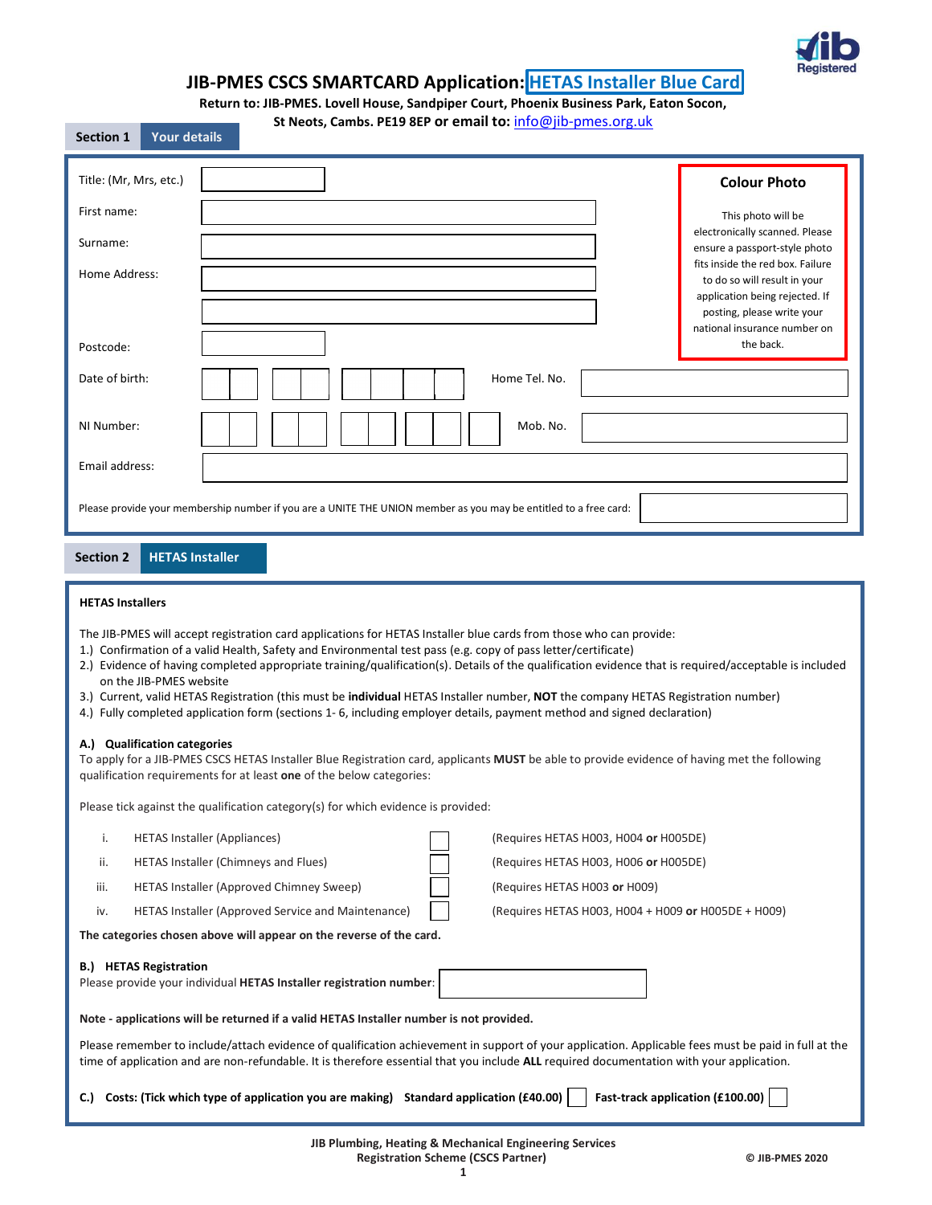# JIB-PMES CSCS SMARTCARD Application: HETAS Installer Blue Card

**Return to: JIB-PMES. Lovell House, Sandpiper Court, Phoenix Business Park, Eaton Socon, St Neots, Cambs. PE19 8EP or email to:** info@jib-pmes.org.uk

## Section 1 Your details

Title: (Mr, Mrs, etc.)

First name:

Surname:

Home Address:

Postcode:

Date of birth:

Home Tel. No.

NI Number:

Mob. No.

Email address:

Please provide your membership number if you are a UNITE THE UNION member as you may be entitled to a free card:

**Colour Photo**

This photo will be electronically scanned. Please ensure a passport-style photo fits inside the red box. Failure to do so will result in your application being rejected. If posting, please write your national insurance number on the back.

## Section 2 HETAS Installer

**HETAS Installers**

The JIB-PMES will accept registration card applications for HETAS Installer blue cards from those who can provide:

1.) Confirmation of a valid Health, Safety and Environmental test pass (e.g. copy of pass letter/certificate)
2.) Evidence of having completed appropriate training/qualification(s). Details of the qualification evidence that is required/acceptable is included on the JIB-PMES website
3.) Current, valid HETAS Registration (this must be **individual** HETAS Installer number, **NOT** the company HETAS Registration number)
4.) Fully completed application form (sections 1- 6, including employer details, payment method and signed declaration)

**A.) Qualification categories**

To apply for a JIB-PMES CSCS HETAS Installer Blue Registration card, applicants **MUST** be able to provide evidence of having met the following qualification requirements for at least **one** of the below categories:

Please tick against the qualification category(s) for which evidence is provided:

| | Category | Tick | Requirements |
|---|---|---|---|
| i. | HETAS Installer (Appliances) | ☐ | (Requires HETAS H003, H004 **or** H005DE) |
| ii. | HETAS Installer (Chimneys and Flues) | ☐ | (Requires HETAS H003, H006 **or** H005DE) |
| iii. | HETAS Installer (Approved Chimney Sweep) | ☐ | (Requires HETAS H003 **or** H009) |
| iv. | HETAS Installer (Approved Service and Maintenance) | ☐ | (Requires HETAS H003, H004 + H009 **or** H005DE + H009) |

**The categories chosen above will appear on the reverse of the card.**

**B.) HETAS Registration**

Please provide your individual **HETAS Installer registration number**:

**Note - applications will be returned if a valid HETAS Installer number is not provided.**

Please remember to include/attach evidence of qualification achievement in support of your application. Applicable fees must be paid in full at the time of application and are non-refundable. It is therefore essential that you include **ALL** required documentation with your application.

**C.) Costs: (Tick which type of application you are making) Standard application (£40.00)** ☐ **Fast-track application (£100.00)** ☐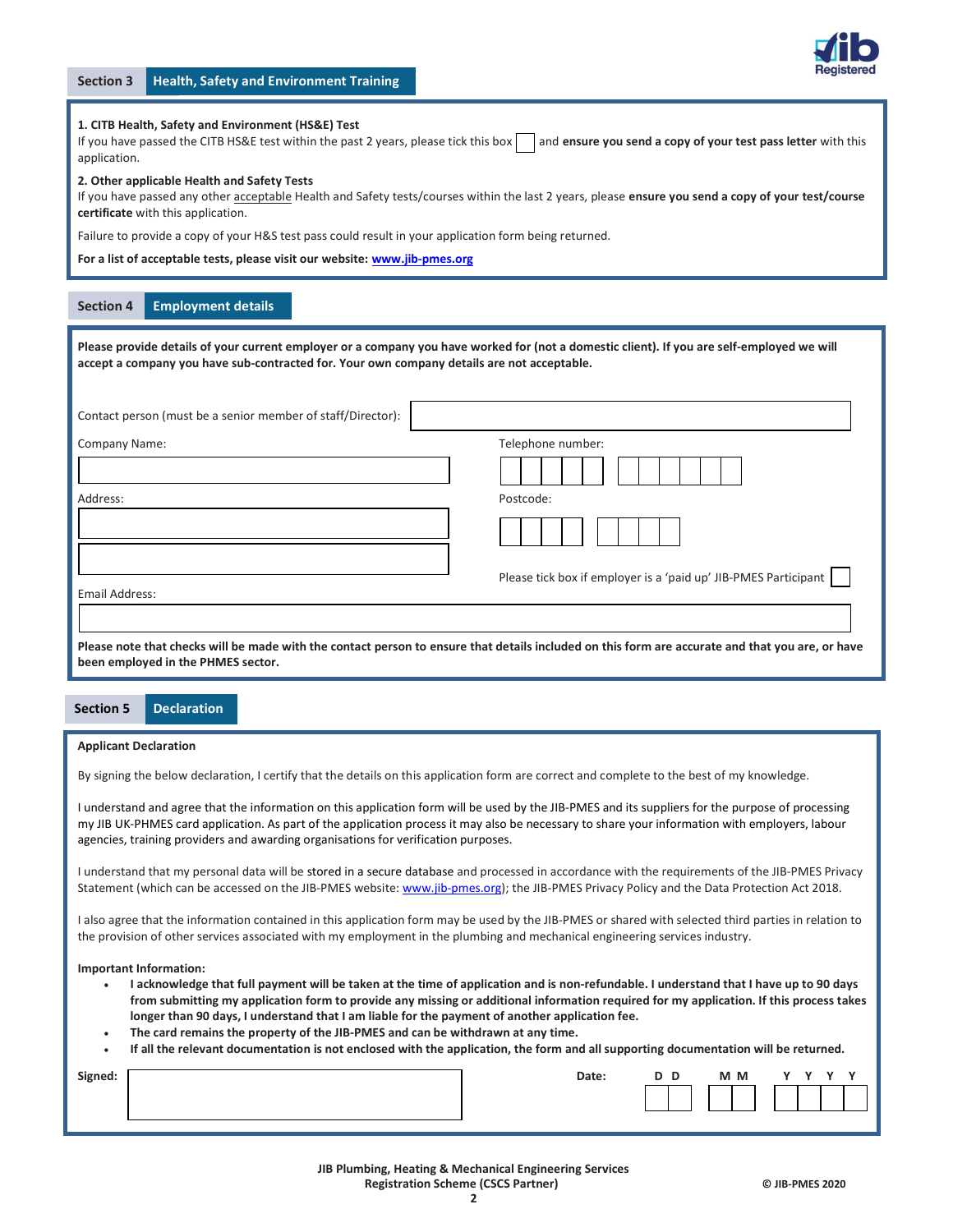## Section 3 Health, Safety and Environment Training

**1. CITB Health, Safety and Environment (HS&E) Test**
If you have passed the CITB HS&E test within the past 2 years, please tick this box ☐ and **ensure you send a copy of your test pass letter** with this application.

**2. Other applicable Health and Safety Tests**
If you have passed any other acceptable Health and Safety tests/courses within the last 2 years, please **ensure you send a copy of your test/course certificate** with this application.

Failure to provide a copy of your H&S test pass could result in your application form being returned.

**For a list of acceptable tests, please visit our website: www.jib-pmes.org**

## Section 4 Employment details

**Please provide details of your current employer or a company you have worked for (not a domestic client). If you are self-employed we will accept a company you have sub-contracted for. Your own company details are not acceptable.**

Contact person (must be a senior member of staff/Director):

Company Name:

Telephone number:

Address:

Postcode:

Please tick box if employer is a 'paid up' JIB-PMES Participant ☐

Email Address:

**Please note that checks will be made with the contact person to ensure that details included on this form are accurate and that you are, or have been employed in the PHMES sector.**

## Section 5 Declaration

**Applicant Declaration**

By signing the below declaration, I certify that the details on this application form are correct and complete to the best of my knowledge.

I understand and agree that the information on this application form will be used by the JIB-PMES and its suppliers for the purpose of processing my JIB UK-PHMES card application. As part of the application process it may also be necessary to share your information with employers, labour agencies, training providers and awarding organisations for verification purposes.

I understand that my personal data will be stored in a secure database and processed in accordance with the requirements of the JIB-PMES Privacy Statement (which can be accessed on the JIB-PMES website: www.jib-pmes.org); the JIB-PMES Privacy Policy and the Data Protection Act 2018.

I also agree that the information contained in this application form may be used by the JIB-PMES or shared with selected third parties in relation to the provision of other services associated with my employment in the plumbing and mechanical engineering services industry.

**Important Information:**

- **I acknowledge that full payment will be taken at the time of application and is non-refundable. I understand that I have up to 90 days from submitting my application form to provide any missing or additional information required for my application. If this process takes longer than 90 days, I understand that I am liable for the payment of another application fee.**
- **The card remains the property of the JIB-PMES and can be withdrawn at any time.**
- **If all the relevant documentation is not enclosed with the application, the form and all supporting documentation will be returned.**

**Signed:**

**Date:** D D / M M / Y Y Y Y

**JIB Plumbing, Heating & Mechanical Engineering Services Registration Scheme (CSCS Partner)**

**© JIB-PMES 2020**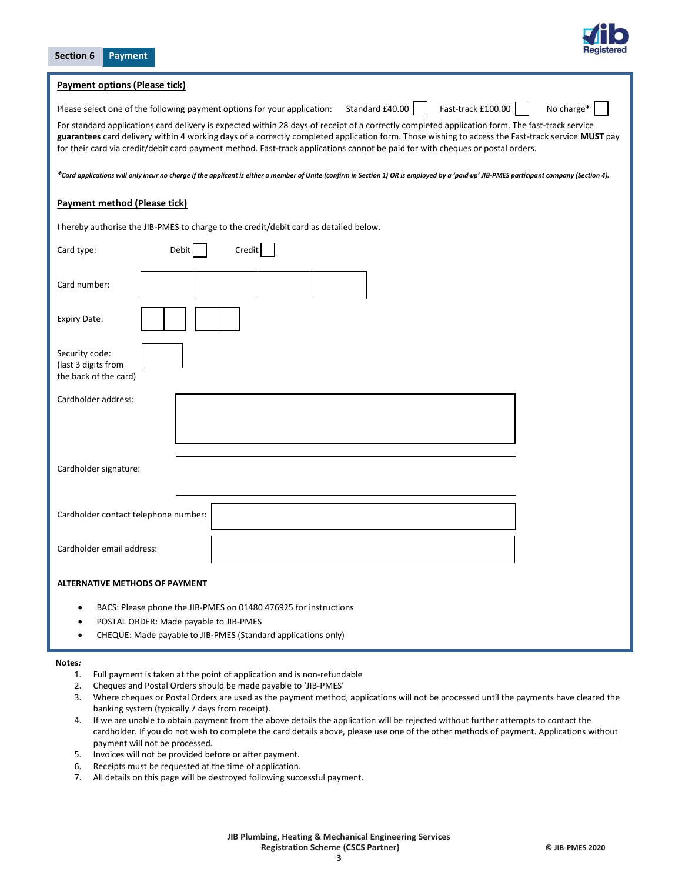**Section 6** **Payment**

**Payment options (Please tick)**

Please select one of the following payment options for your application: Standard £40.00 ☐ Fast-track £100.00 ☐ No charge* ☐

For standard applications card delivery is expected within 28 days of receipt of a correctly completed application form. The fast-track service **guarantees** card delivery within 4 working days of a correctly completed application form. Those wishing to access the Fast-track service **MUST** pay for their card via credit/debit card payment method. Fast-track applications cannot be paid for with cheques or postal orders.

****Card applications will only incur no charge if the applicant is either a member of Unite (confirm in Section 1) OR is employed by a 'paid up' JIB-PMES participant company (Section 4).***

**Payment method (Please tick)**

I hereby authorise the JIB-PMES to charge to the credit/debit card as detailed below.

Card type: Debit ☐ Credit ☐

Card number:

Expiry Date:

Security code:
(last 3 digits from the back of the card)

Cardholder address:

Cardholder signature:

Cardholder contact telephone number:

Cardholder email address:

**ALTERNATIVE METHODS OF PAYMENT**

- BACS: Please phone the JIB-PMES on 01480 476925 for instructions
- POSTAL ORDER: Made payable to JIB-PMES
- CHEQUE: Made payable to JIB-PMES (Standard applications only)

**Notes*:***

1. Full payment is taken at the point of application and is non-refundable
2. Cheques and Postal Orders should be made payable to 'JIB-PMES'
3. Where cheques or Postal Orders are used as the payment method, applications will not be processed until the payments have cleared the banking system (typically 7 days from receipt).
4. If we are unable to obtain payment from the above details the application will be rejected without further attempts to contact the cardholder. If you do not wish to complete the card details above, please use one of the other methods of payment. Applications without payment will not be processed.
5. Invoices will not be provided before or after payment.
6. Receipts must be requested at the time of application.
7. All details on this page will be destroyed following successful payment.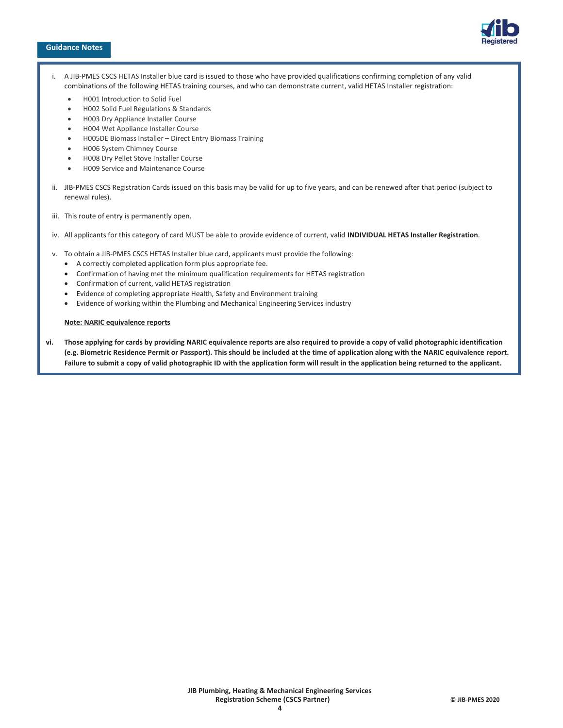## Guidance Notes

i. A JIB-PMES CSCS HETAS Installer blue card is issued to those who have provided qualifications confirming completion of any valid combinations of the following HETAS training courses, and who can demonstrate current, valid HETAS Installer registration:

- H001 Introduction to Solid Fuel
- H002 Solid Fuel Regulations & Standards
- H003 Dry Appliance Installer Course
- H004 Wet Appliance Installer Course
- H005DE Biomass Installer – Direct Entry Biomass Training
- H006 System Chimney Course
- H008 Dry Pellet Stove Installer Course
- H009 Service and Maintenance Course

ii. JIB-PMES CSCS Registration Cards issued on this basis may be valid for up to five years, and can be renewed after that period (subject to renewal rules).

iii. This route of entry is permanently open.

iv. All applicants for this category of card MUST be able to provide evidence of current, valid **INDIVIDUAL HETAS Installer Registration**.

v. To obtain a JIB-PMES CSCS HETAS Installer blue card, applicants must provide the following:

- A correctly completed application form plus appropriate fee.
- Confirmation of having met the minimum qualification requirements for HETAS registration
- Confirmation of current, valid HETAS registration
- Evidence of completing appropriate Health, Safety and Environment training
- Evidence of working within the Plumbing and Mechanical Engineering Services industry

**Note: NARIC equivalence reports**

**vi. Those applying for cards by providing NARIC equivalence reports are also required to provide a copy of valid photographic identification (e.g. Biometric Residence Permit or Passport). This should be included at the time of application along with the NARIC equivalence report. Failure to submit a copy of valid photographic ID with the application form will result in the application being returned to the applicant.**